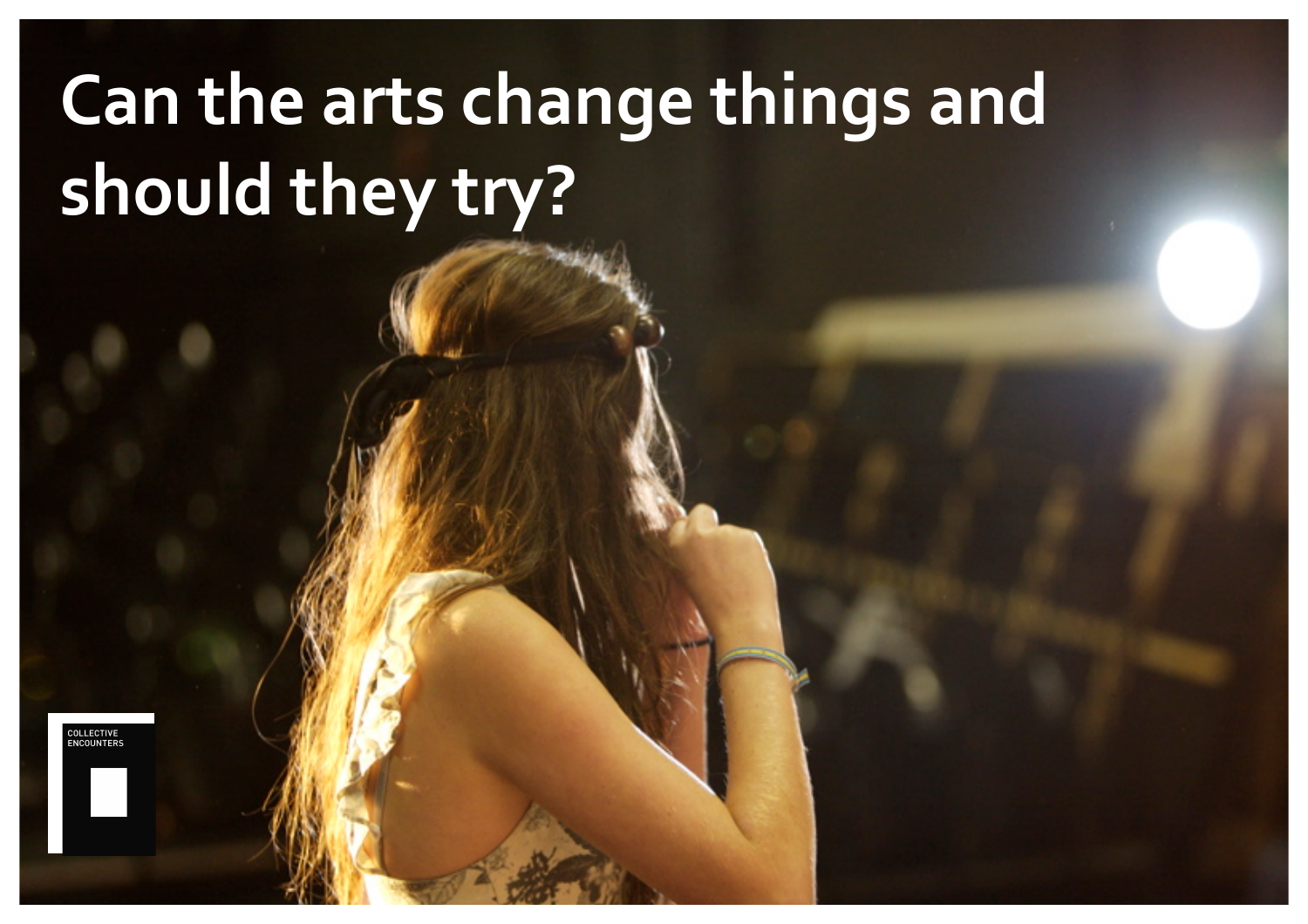# Can the arts change things and should they try?

COLLECTIVE ENCOUNTERS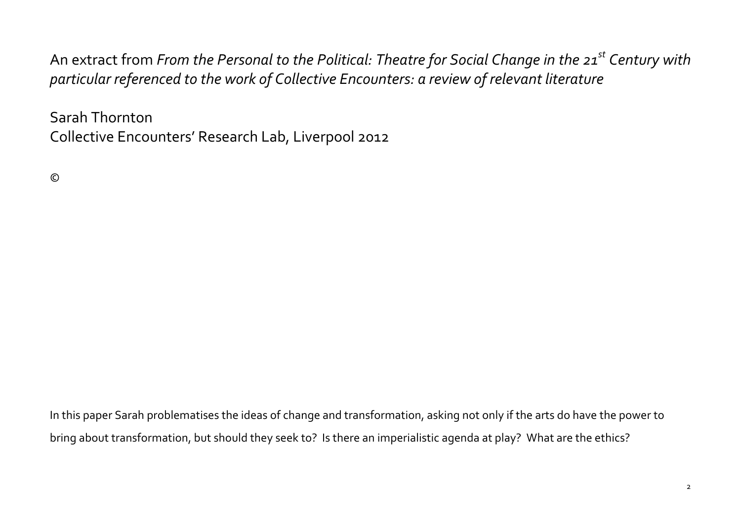An extract from *From the Personal to the Political: Theatre for Social Change in the 21st Century with particular referenced to the work of Collective Encounters: a review of relevant literature*

Sarah Thornton
Collective Encounters' Research Lab, Liverpool 2012

©

In this paper Sarah problematises the ideas of change and transformation, asking not only if the arts do have the power to bring about transformation, but should they seek to? Is there an imperialistic agenda at play? What are the ethics?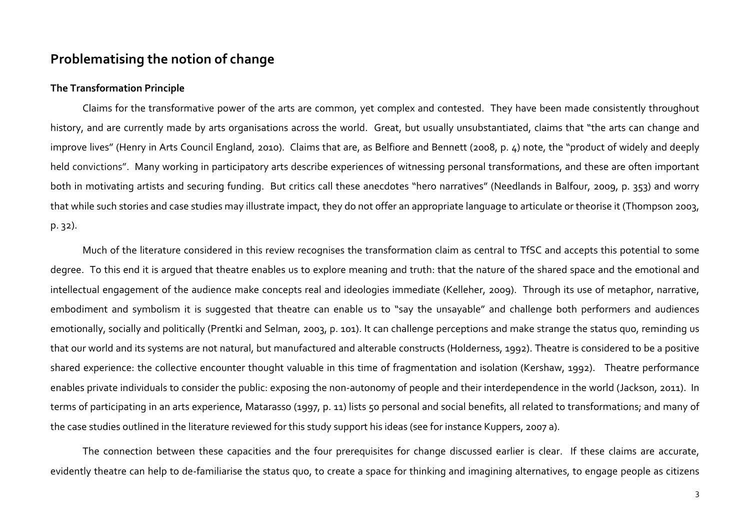## Problematising the notion of change

### The Transformation Principle

Claims for the transformative power of the arts are common, yet complex and contested. They have been made consistently throughout history, and are currently made by arts organisations across the world. Great, but usually unsubstantiated, claims that "the arts can change and improve lives" (Henry in Arts Council England, 2010). Claims that are, as Belfiore and Bennett (2008, p. 4) note, the "product of widely and deeply held convictions". Many working in participatory arts describe experiences of witnessing personal transformations, and these are often important both in motivating artists and securing funding. But critics call these anecdotes "hero narratives" (Needlands in Balfour, 2009, p. 353) and worry that while such stories and case studies may illustrate impact, they do not offer an appropriate language to articulate or theorise it (Thompson 2003, p. 32).

Much of the literature considered in this review recognises the transformation claim as central to TfSC and accepts this potential to some degree. To this end it is argued that theatre enables us to explore meaning and truth: that the nature of the shared space and the emotional and intellectual engagement of the audience make concepts real and ideologies immediate (Kelleher, 2009). Through its use of metaphor, narrative, embodiment and symbolism it is suggested that theatre can enable us to "say the unsayable" and challenge both performers and audiences emotionally, socially and politically (Prentki and Selman, 2003, p. 101). It can challenge perceptions and make strange the status quo, reminding us that our world and its systems are not natural, but manufactured and alterable constructs (Holderness, 1992). Theatre is considered to be a positive shared experience: the collective encounter thought valuable in this time of fragmentation and isolation (Kershaw, 1992). Theatre performance enables private individuals to consider the public: exposing the non-autonomy of people and their interdependence in the world (Jackson, 2011). In terms of participating in an arts experience, Matarasso (1997, p. 11) lists 50 personal and social benefits, all related to transformations; and many of the case studies outlined in the literature reviewed for this study support his ideas (see for instance Kuppers, 2007 a).

The connection between these capacities and the four prerequisites for change discussed earlier is clear. If these claims are accurate, evidently theatre can help to de-familiarise the status quo, to create a space for thinking and imagining alternatives, to engage people as citizens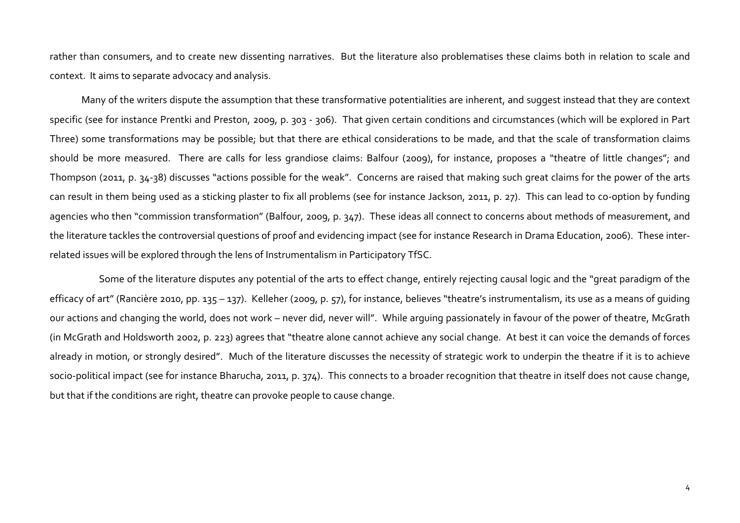rather than consumers, and to create new dissenting narratives. But the literature also problematises these claims both in relation to scale and context. It aims to separate advocacy and analysis.

Many of the writers dispute the assumption that these transformative potentialities are inherent, and suggest instead that they are context specific (see for instance Prentki and Preston, 2009, p. 303 - 306). That given certain conditions and circumstances (which will be explored in Part Three) some transformations may be possible; but that there are ethical considerations to be made, and that the scale of transformation claims should be more measured. There are calls for less grandiose claims: Balfour (2009), for instance, proposes a "theatre of little changes"; and Thompson (2011, p. 34-38) discusses "actions possible for the weak". Concerns are raised that making such great claims for the power of the arts can result in them being used as a sticking plaster to fix all problems (see for instance Jackson, 2011, p. 27). This can lead to co-option by funding agencies who then "commission transformation" (Balfour, 2009, p. 347). These ideas all connect to concerns about methods of measurement, and the literature tackles the controversial questions of proof and evidencing impact (see for instance Research in Drama Education, 2006). These inter-related issues will be explored through the lens of Instrumentalism in Participatory TfSC.

Some of the literature disputes any potential of the arts to effect change, entirely rejecting causal logic and the "great paradigm of the efficacy of art" (Rancière 2010, pp. 135 – 137). Kelleher (2009, p. 57), for instance, believes "theatre's instrumentalism, its use as a means of guiding our actions and changing the world, does not work – never did, never will". While arguing passionately in favour of the power of theatre, McGrath (in McGrath and Holdsworth 2002, p. 223) agrees that "theatre alone cannot achieve any social change. At best it can voice the demands of forces already in motion, or strongly desired". Much of the literature discusses the necessity of strategic work to underpin the theatre if it is to achieve socio-political impact (see for instance Bharucha, 2011, p. 374). This connects to a broader recognition that theatre in itself does not cause change, but that if the conditions are right, theatre can provoke people to cause change.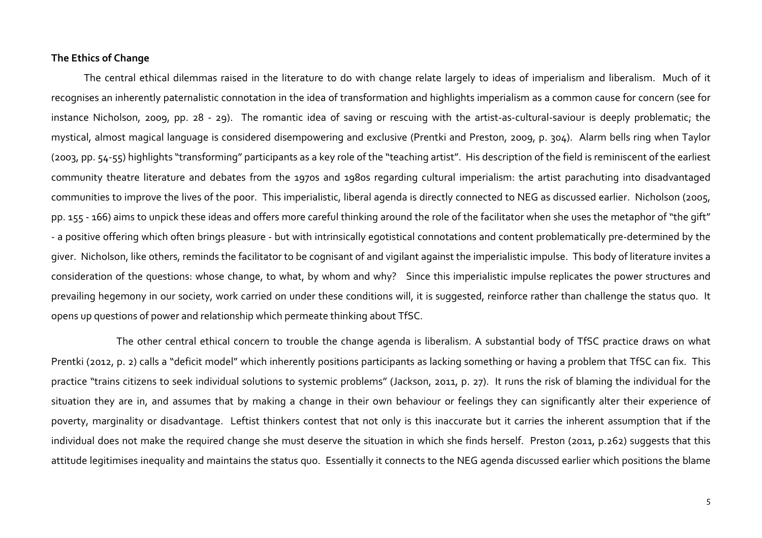**The Ethics of Change**

The central ethical dilemmas raised in the literature to do with change relate largely to ideas of imperialism and liberalism. Much of it recognises an inherently paternalistic connotation in the idea of transformation and highlights imperialism as a common cause for concern (see for instance Nicholson, 2009, pp. 28 - 29). The romantic idea of saving or rescuing with the artist-as-cultural-saviour is deeply problematic; the mystical, almost magical language is considered disempowering and exclusive (Prentki and Preston, 2009, p. 304). Alarm bells ring when Taylor (2003, pp. 54-55) highlights "transforming" participants as a key role of the "teaching artist". His description of the field is reminiscent of the earliest community theatre literature and debates from the 1970s and 1980s regarding cultural imperialism: the artist parachuting into disadvantaged communities to improve the lives of the poor. This imperialistic, liberal agenda is directly connected to NEG as discussed earlier. Nicholson (2005, pp. 155 - 166) aims to unpick these ideas and offers more careful thinking around the role of the facilitator when she uses the metaphor of "the gift" - a positive offering which often brings pleasure - but with intrinsically egotistical connotations and content problematically pre-determined by the giver. Nicholson, like others, reminds the facilitator to be cognisant of and vigilant against the imperialistic impulse. This body of literature invites a consideration of the questions: whose change, to what, by whom and why? Since this imperialistic impulse replicates the power structures and prevailing hegemony in our society, work carried on under these conditions will, it is suggested, reinforce rather than challenge the status quo. It opens up questions of power and relationship which permeate thinking about TfSC.

The other central ethical concern to trouble the change agenda is liberalism. A substantial body of TfSC practice draws on what Prentki (2012, p. 2) calls a "deficit model" which inherently positions participants as lacking something or having a problem that TfSC can fix. This practice "trains citizens to seek individual solutions to systemic problems" (Jackson, 2011, p. 27). It runs the risk of blaming the individual for the situation they are in, and assumes that by making a change in their own behaviour or feelings they can significantly alter their experience of poverty, marginality or disadvantage. Leftist thinkers contest that not only is this inaccurate but it carries the inherent assumption that if the individual does not make the required change she must deserve the situation in which she finds herself. Preston (2011, p.262) suggests that this attitude legitimises inequality and maintains the status quo. Essentially it connects to the NEG agenda discussed earlier which positions the blame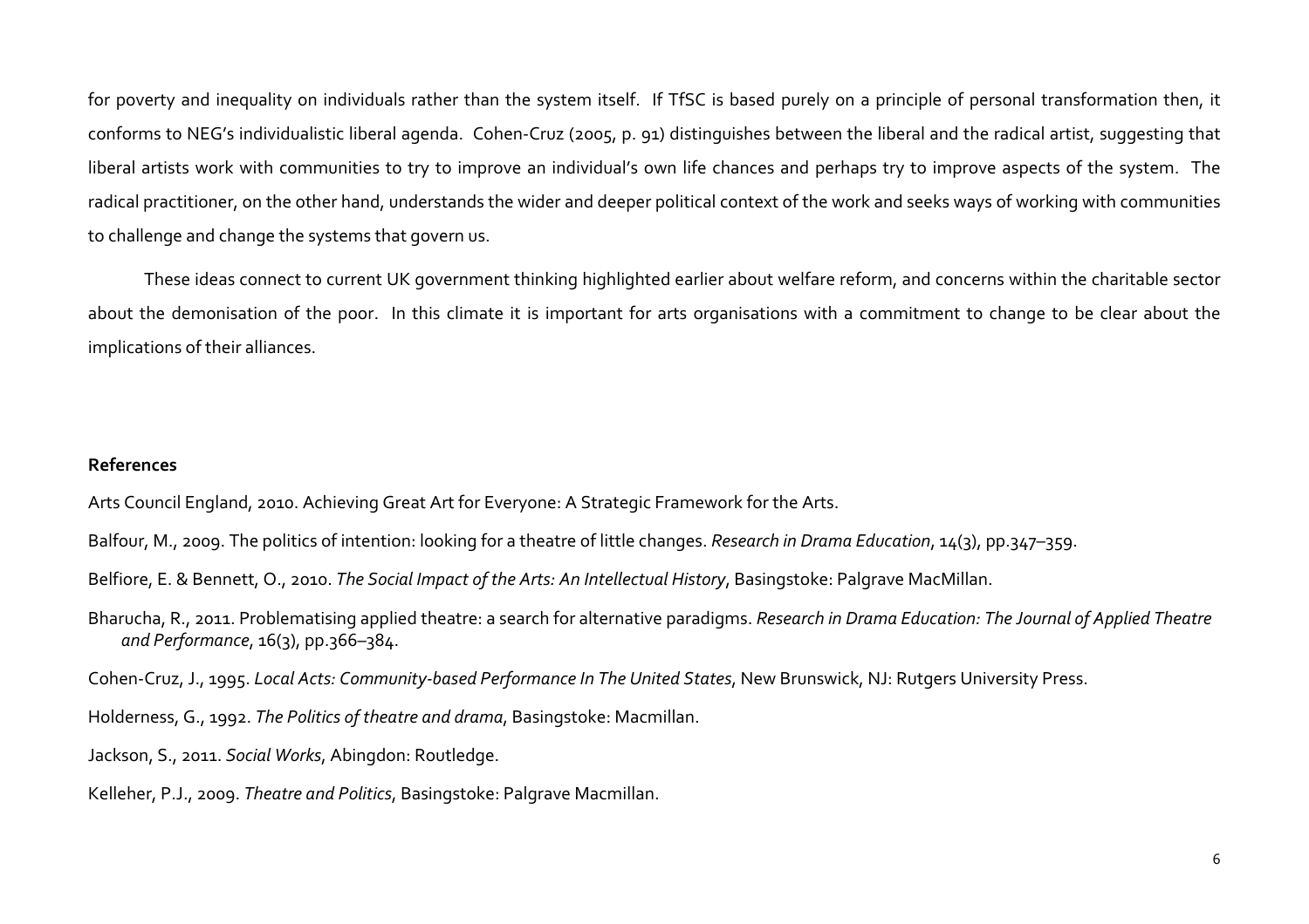for poverty and inequality on individuals rather than the system itself. If TfSC is based purely on a principle of personal transformation then, it conforms to NEG's individualistic liberal agenda. Cohen-Cruz (2005, p. 91) distinguishes between the liberal and the radical artist, suggesting that liberal artists work with communities to try to improve an individual's own life chances and perhaps try to improve aspects of the system. The radical practitioner, on the other hand, understands the wider and deeper political context of the work and seeks ways of working with communities to challenge and change the systems that govern us.

These ideas connect to current UK government thinking highlighted earlier about welfare reform, and concerns within the charitable sector about the demonisation of the poor. In this climate it is important for arts organisations with a commitment to change to be clear about the implications of their alliances.

**References**

Arts Council England, 2010. Achieving Great Art for Everyone: A Strategic Framework for the Arts.

Balfour, M., 2009. The politics of intention: looking for a theatre of little changes. *Research in Drama Education*, 14(3), pp.347–359.

Belfiore, E. & Bennett, O., 2010. *The Social Impact of the Arts: An Intellectual History*, Basingstoke: Palgrave MacMillan.

Bharucha, R., 2011. Problematising applied theatre: a search for alternative paradigms. *Research in Drama Education: The Journal of Applied Theatre and Performance*, 16(3), pp.366–384.

Cohen-Cruz, J., 1995. *Local Acts: Community-based Performance In The United States*, New Brunswick, NJ: Rutgers University Press.

Holderness, G., 1992. *The Politics of theatre and drama*, Basingstoke: Macmillan.

Jackson, S., 2011. *Social Works*, Abingdon: Routledge.

Kelleher, P.J., 2009. *Theatre and Politics*, Basingstoke: Palgrave Macmillan.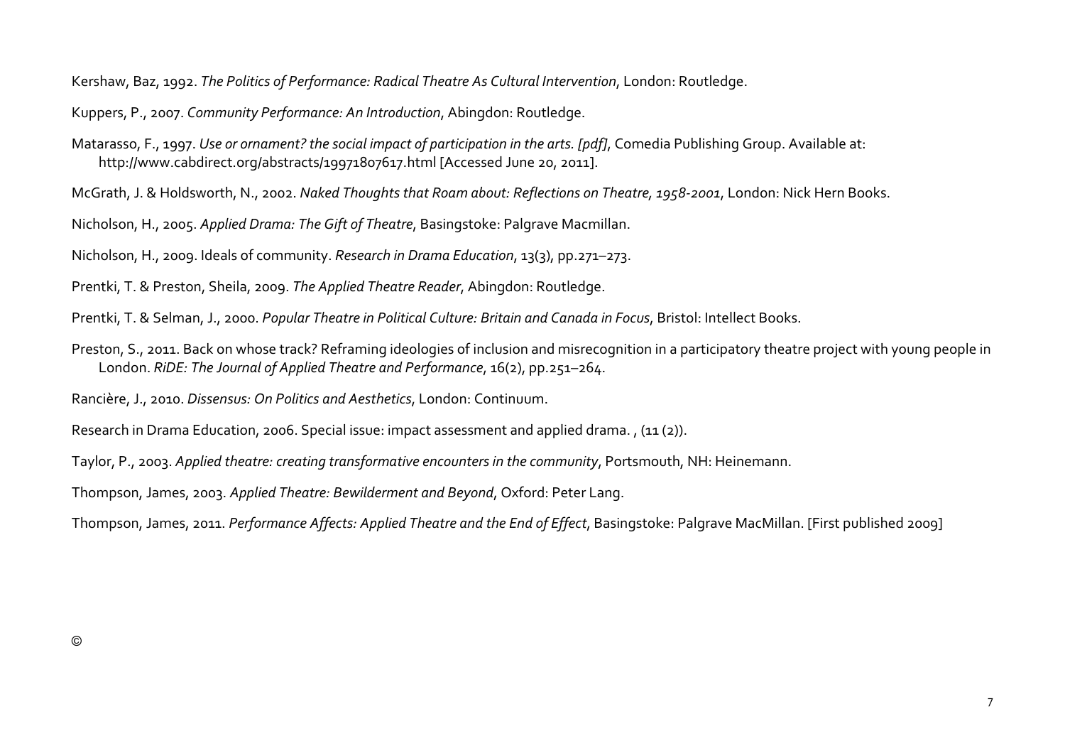Kershaw, Baz, 1992. *The Politics of Performance: Radical Theatre As Cultural Intervention*, London: Routledge.

Kuppers, P., 2007. *Community Performance: An Introduction*, Abingdon: Routledge.

Matarasso, F., 1997. *Use or ornament? the social impact of participation in the arts. [pdf]*, Comedia Publishing Group. Available at: http://www.cabdirect.org/abstracts/19971807617.html [Accessed June 20, 2011].

McGrath, J. & Holdsworth, N., 2002. *Naked Thoughts that Roam about: Reflections on Theatre, 1958-2001*, London: Nick Hern Books.

Nicholson, H., 2005. *Applied Drama: The Gift of Theatre*, Basingstoke: Palgrave Macmillan.

Nicholson, H., 2009. Ideals of community. *Research in Drama Education*, 13(3), pp.271–273.

Prentki, T. & Preston, Sheila, 2009. *The Applied Theatre Reader*, Abingdon: Routledge.

Prentki, T. & Selman, J., 2000. *Popular Theatre in Political Culture: Britain and Canada in Focus*, Bristol: Intellect Books.

Preston, S., 2011. Back on whose track? Reframing ideologies of inclusion and misrecognition in a participatory theatre project with young people in London. *RiDE: The Journal of Applied Theatre and Performance*, 16(2), pp.251–264.

Rancière, J., 2010. *Dissensus: On Politics and Aesthetics*, London: Continuum.

Research in Drama Education, 2006. Special issue: impact assessment and applied drama. , (11 (2)).

Taylor, P., 2003. *Applied theatre: creating transformative encounters in the community*, Portsmouth, NH: Heinemann.

Thompson, James, 2003. *Applied Theatre: Bewilderment and Beyond*, Oxford: Peter Lang.

Thompson, James, 2011. *Performance Affects: Applied Theatre and the End of Effect*, Basingstoke: Palgrave MacMillan. [First published 2009]

©